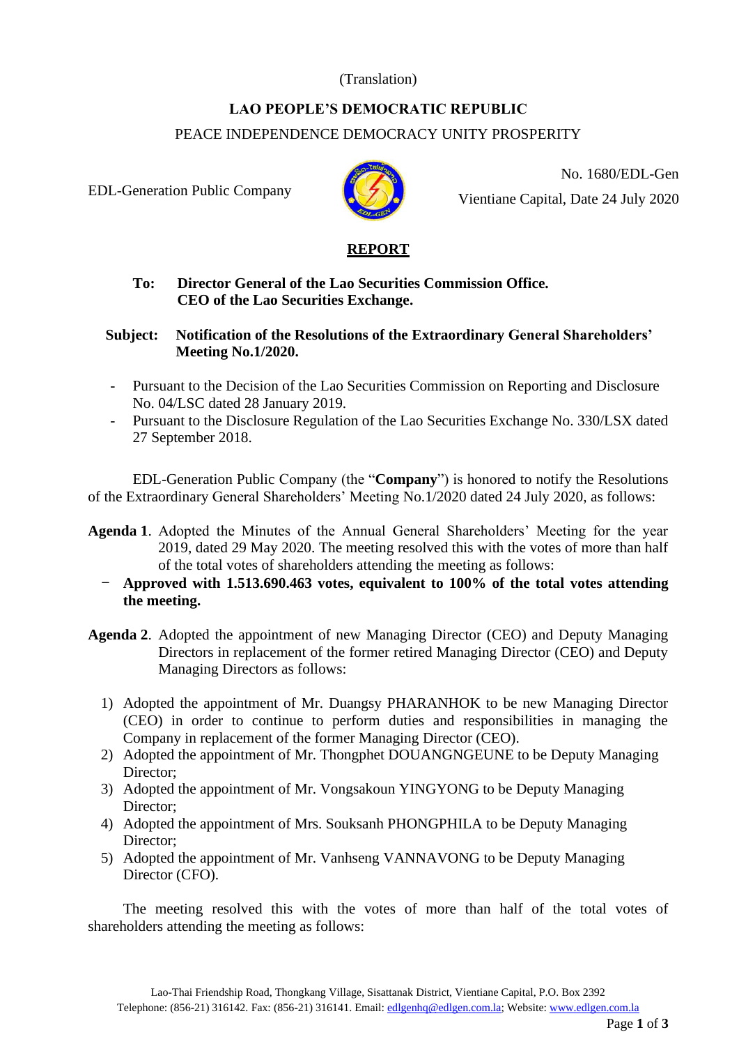(Translation)

**LAO PEOPLE'S DEMOCRATIC REPUBLIC**

PEACE INDEPENDENCE DEMOCRACY UNITY PROSPERITY

EDL-Generation Public Company

No. 1680/EDL-Gen

Vientiane Capital, Date 24 July 2020

# REPORT

**To: Director General of the Lao Securities Commission Office.**
**CEO of the Lao Securities Exchange.**

**Subject: Notification of the Resolutions of the Extraordinary General Shareholders' Meeting No.1/2020.**

- Pursuant to the Decision of the Lao Securities Commission on Reporting and Disclosure No. 04/LSC dated 28 January 2019.
- Pursuant to the Disclosure Regulation of the Lao Securities Exchange No. 330/LSX dated 27 September 2018.

EDL-Generation Public Company (the "**Company**") is honored to notify the Resolutions of the Extraordinary General Shareholders' Meeting No.1/2020 dated 24 July 2020, as follows:

**Agenda 1**. Adopted the Minutes of the Annual General Shareholders' Meeting for the year 2019, dated 29 May 2020. The meeting resolved this with the votes of more than half of the total votes of shareholders attending the meeting as follows:

- **Approved with 1.513.690.463 votes, equivalent to 100% of the total votes attending the meeting.**

**Agenda 2**. Adopted the appointment of new Managing Director (CEO) and Deputy Managing Directors in replacement of the former retired Managing Director (CEO) and Deputy Managing Directors as follows:

1) Adopted the appointment of Mr. Duangsy PHARANHOK to be new Managing Director (CEO) in order to continue to perform duties and responsibilities in managing the Company in replacement of the former Managing Director (CEO).
2) Adopted the appointment of Mr. Thongphet DOUANGNGEUNE to be Deputy Managing Director;
3) Adopted the appointment of Mr. Vongsakoun YINGYONG to be Deputy Managing Director;
4) Adopted the appointment of Mrs. Souksanh PHONGPHILA to be Deputy Managing Director;
5) Adopted the appointment of Mr. Vanhseng VANNAVONG to be Deputy Managing Director (CFO).

The meeting resolved this with the votes of more than half of the total votes of shareholders attending the meeting as follows:

Lao-Thai Friendship Road, Thongkang Village, Sisattanak District, Vientiane Capital, P.O. Box 2392
Telephone: (856-21) 316142. Fax: (856-21) 316141. Email: edlgenhq@edlgen.com.la; Website: www.edlgen.com.la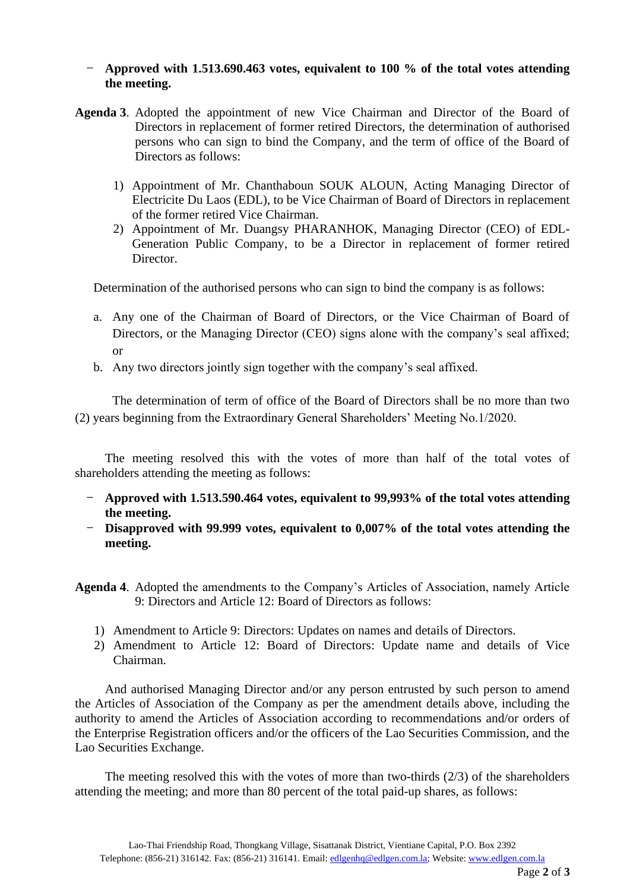- **Approved with 1.513.690.463 votes, equivalent to 100 % of the total votes attending the meeting.**

**Agenda 3**. Adopted the appointment of new Vice Chairman and Director of the Board of Directors in replacement of former retired Directors, the determination of authorised persons who can sign to bind the Company, and the term of office of the Board of Directors as follows:

1) Appointment of Mr. Chanthaboun SOUK ALOUN, Acting Managing Director of Electricite Du Laos (EDL), to be Vice Chairman of Board of Directors in replacement of the former retired Vice Chairman.
2) Appointment of Mr. Duangsy PHARANHOK, Managing Director (CEO) of EDL-Generation Public Company, to be a Director in replacement of former retired Director.

Determination of the authorised persons who can sign to bind the company is as follows:

a. Any one of the Chairman of Board of Directors, or the Vice Chairman of Board of Directors, or the Managing Director (CEO) signs alone with the company's seal affixed; or
b. Any two directors jointly sign together with the company's seal affixed.

The determination of term of office of the Board of Directors shall be no more than two (2) years beginning from the Extraordinary General Shareholders' Meeting No.1/2020.

The meeting resolved this with the votes of more than half of the total votes of shareholders attending the meeting as follows:

- **Approved with 1.513.590.464 votes, equivalent to 99,993% of the total votes attending the meeting.**
- **Disapproved with 99.999 votes, equivalent to 0,007% of the total votes attending the meeting.**

**Agenda 4**. Adopted the amendments to the Company's Articles of Association, namely Article 9: Directors and Article 12: Board of Directors as follows:

1) Amendment to Article 9: Directors: Updates on names and details of Directors.
2) Amendment to Article 12: Board of Directors: Update name and details of Vice Chairman.

And authorised Managing Director and/or any person entrusted by such person to amend the Articles of Association of the Company as per the amendment details above, including the authority to amend the Articles of Association according to recommendations and/or orders of the Enterprise Registration officers and/or the officers of the Lao Securities Commission, and the Lao Securities Exchange.

The meeting resolved this with the votes of more than two-thirds (2/3) of the shareholders attending the meeting; and more than 80 percent of the total paid-up shares, as follows:

Lao-Thai Friendship Road, Thongkang Village, Sisattanak District, Vientiane Capital, P.O. Box 2392
Telephone: (856-21) 316142. Fax: (856-21) 316141. Email: edlgenhq@edlgen.com.la; Website: www.edlgen.com.la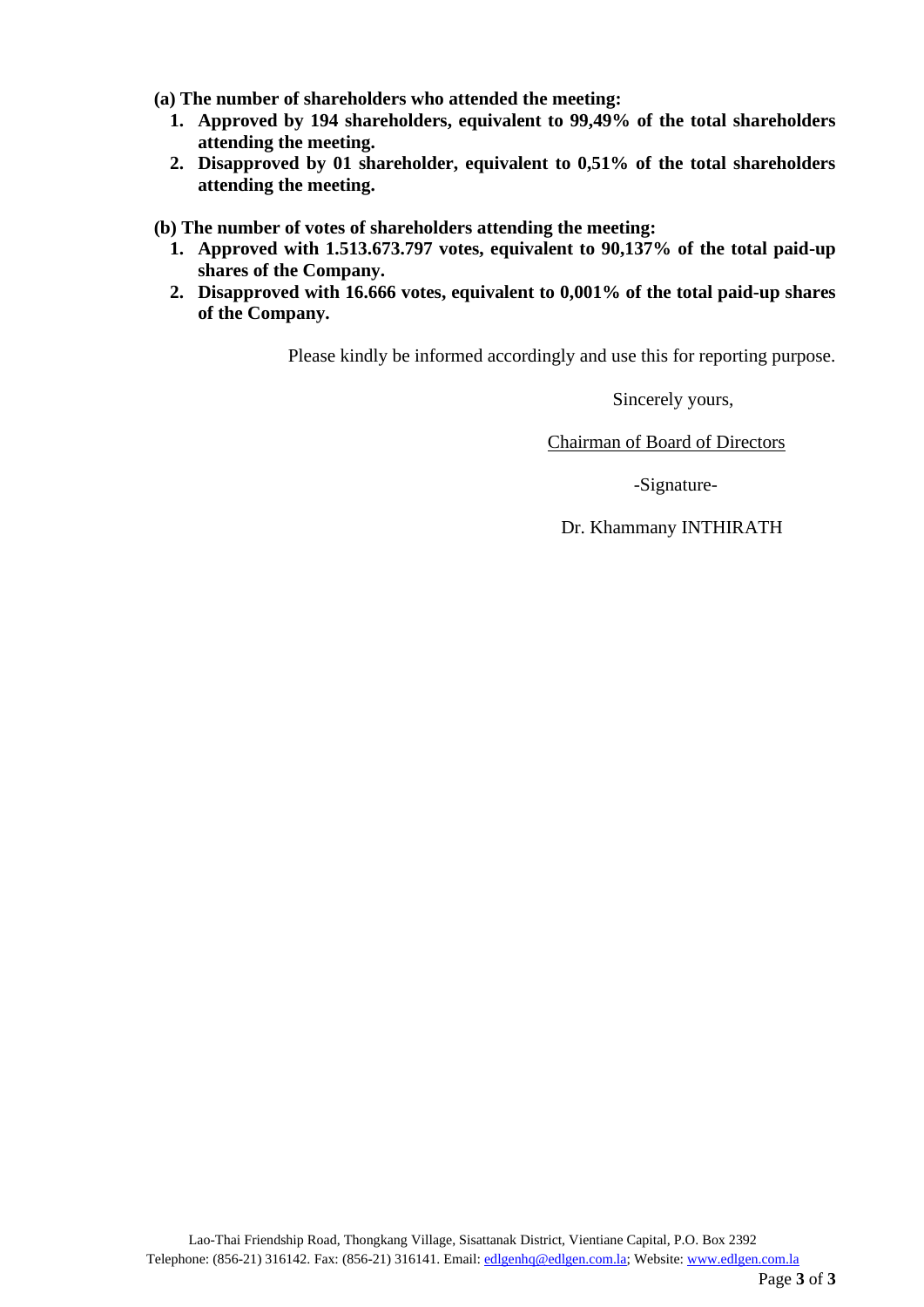**(a) The number of shareholders who attended the meeting:**

1. **Approved by 194 shareholders, equivalent to 99,49% of the total shareholders attending the meeting.**
2. **Disapproved by 01 shareholder, equivalent to 0,51% of the total shareholders attending the meeting.**

**(b) The number of votes of shareholders attending the meeting:**

1. **Approved with 1.513.673.797 votes, equivalent to 90,137% of the total paid-up shares of the Company.**
2. **Disapproved with 16.666 votes, equivalent to 0,001% of the total paid-up shares of the Company.**

Please kindly be informed accordingly and use this for reporting purpose.

Sincerely yours,

Chairman of Board of Directors

-Signature-

Dr. Khammany INTHIRATH

Lao-Thai Friendship Road, Thongkang Village, Sisattanak District, Vientiane Capital, P.O. Box 2392
Telephone: (856-21) 316142. Fax: (856-21) 316141. Email: edlgenhq@edlgen.com.la; Website: www.edlgen.com.la